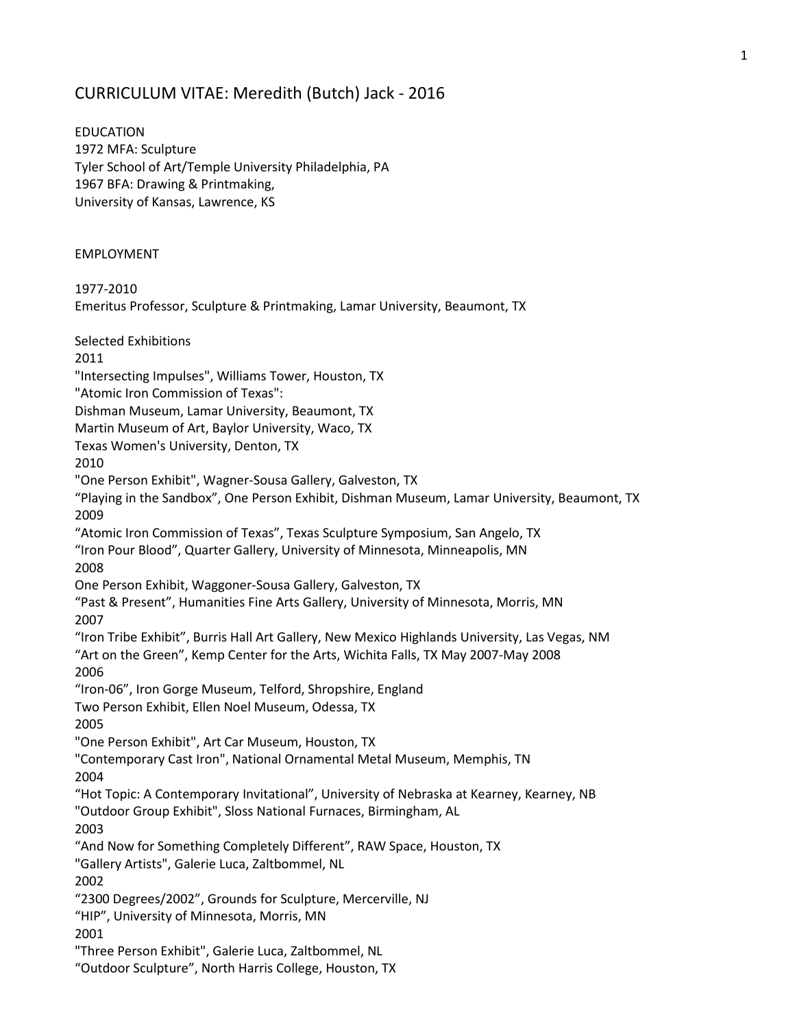# CURRICULUM VITAE: Meredith (Butch) Jack - 2016

## EDUCATION

1972 MFA: Sculpture
Tyler School of Art/Temple University Philadelphia, PA
1967 BFA: Drawing & Printmaking,
University of Kansas, Lawrence, KS

## EMPLOYMENT

1977-2010
Emeritus Professor, Sculpture & Printmaking, Lamar University, Beaumont, TX

## Selected Exhibitions

2011
"Intersecting Impulses", Williams Tower, Houston, TX
"Atomic Iron Commission of Texas":
Dishman Museum, Lamar University, Beaumont, TX
Martin Museum of Art, Baylor University, Waco, TX
Texas Women's University, Denton, TX

2010
"One Person Exhibit", Wagner-Sousa Gallery, Galveston, TX
"Playing in the Sandbox", One Person Exhibit, Dishman Museum, Lamar University, Beaumont, TX

2009
"Atomic Iron Commission of Texas", Texas Sculpture Symposium, San Angelo, TX
"Iron Pour Blood", Quarter Gallery, University of Minnesota, Minneapolis, MN

2008
One Person Exhibit, Waggoner-Sousa Gallery, Galveston, TX
"Past & Present", Humanities Fine Arts Gallery, University of Minnesota, Morris, MN

2007
"Iron Tribe Exhibit", Burris Hall Art Gallery, New Mexico Highlands University, Las Vegas, NM
"Art on the Green", Kemp Center for the Arts, Wichita Falls, TX May 2007-May 2008

2006
"Iron-06", Iron Gorge Museum, Telford, Shropshire, England
Two Person Exhibit, Ellen Noel Museum, Odessa, TX

2005
"One Person Exhibit", Art Car Museum, Houston, TX
"Contemporary Cast Iron", National Ornamental Metal Museum, Memphis, TN

2004
"Hot Topic: A Contemporary Invitational", University of Nebraska at Kearney, Kearney, NB
"Outdoor Group Exhibit", Sloss National Furnaces, Birmingham, AL

2003
"And Now for Something Completely Different", RAW Space, Houston, TX
"Gallery Artists", Galerie Luca, Zaltbommel, NL

2002
"2300 Degrees/2002", Grounds for Sculpture, Mercerville, NJ
"HIP", University of Minnesota, Morris, MN

2001
"Three Person Exhibit", Galerie Luca, Zaltbommel, NL
"Outdoor Sculpture", North Harris College, Houston, TX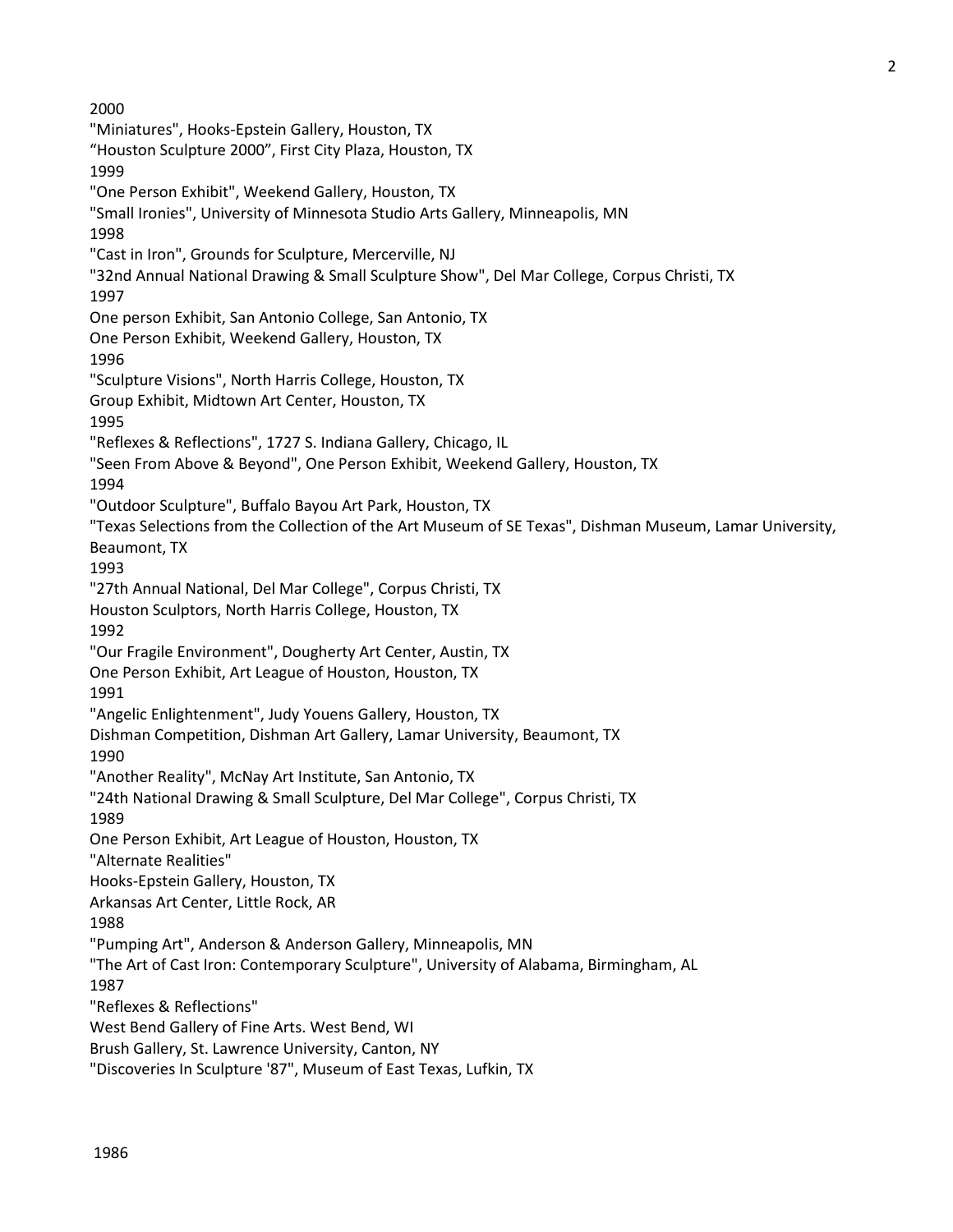2000

"Miniatures", Hooks-Epstein Gallery, Houston, TX

“Houston Sculpture 2000”, First City Plaza, Houston, TX

1999

"One Person Exhibit", Weekend Gallery, Houston, TX

"Small Ironies", University of Minnesota Studio Arts Gallery, Minneapolis, MN

1998

"Cast in Iron", Grounds for Sculpture, Mercerville, NJ

"32nd Annual National Drawing & Small Sculpture Show", Del Mar College, Corpus Christi, TX

1997

One person Exhibit, San Antonio College, San Antonio, TX

One Person Exhibit, Weekend Gallery, Houston, TX

1996

"Sculpture Visions", North Harris College, Houston, TX

Group Exhibit, Midtown Art Center, Houston, TX

1995

"Reflexes & Reflections", 1727 S. Indiana Gallery, Chicago, IL

"Seen From Above & Beyond", One Person Exhibit, Weekend Gallery, Houston, TX

1994

"Outdoor Sculpture", Buffalo Bayou Art Park, Houston, TX

"Texas Selections from the Collection of the Art Museum of SE Texas", Dishman Museum, Lamar University, Beaumont, TX

1993

"27th Annual National, Del Mar College", Corpus Christi, TX

Houston Sculptors, North Harris College, Houston, TX

1992

"Our Fragile Environment", Dougherty Art Center, Austin, TX

One Person Exhibit, Art League of Houston, Houston, TX

1991

"Angelic Enlightenment", Judy Youens Gallery, Houston, TX

Dishman Competition, Dishman Art Gallery, Lamar University, Beaumont, TX

1990

"Another Reality", McNay Art Institute, San Antonio, TX

"24th National Drawing & Small Sculpture, Del Mar College", Corpus Christi, TX

1989

One Person Exhibit, Art League of Houston, Houston, TX

"Alternate Realities"

Hooks-Epstein Gallery, Houston, TX

Arkansas Art Center, Little Rock, AR

1988

"Pumping Art", Anderson & Anderson Gallery, Minneapolis, MN

"The Art of Cast Iron: Contemporary Sculpture", University of Alabama, Birmingham, AL

1987

"Reflexes & Reflections"

West Bend Gallery of Fine Arts. West Bend, WI

Brush Gallery, St. Lawrence University, Canton, NY

"Discoveries In Sculpture '87", Museum of East Texas, Lufkin, TX

1986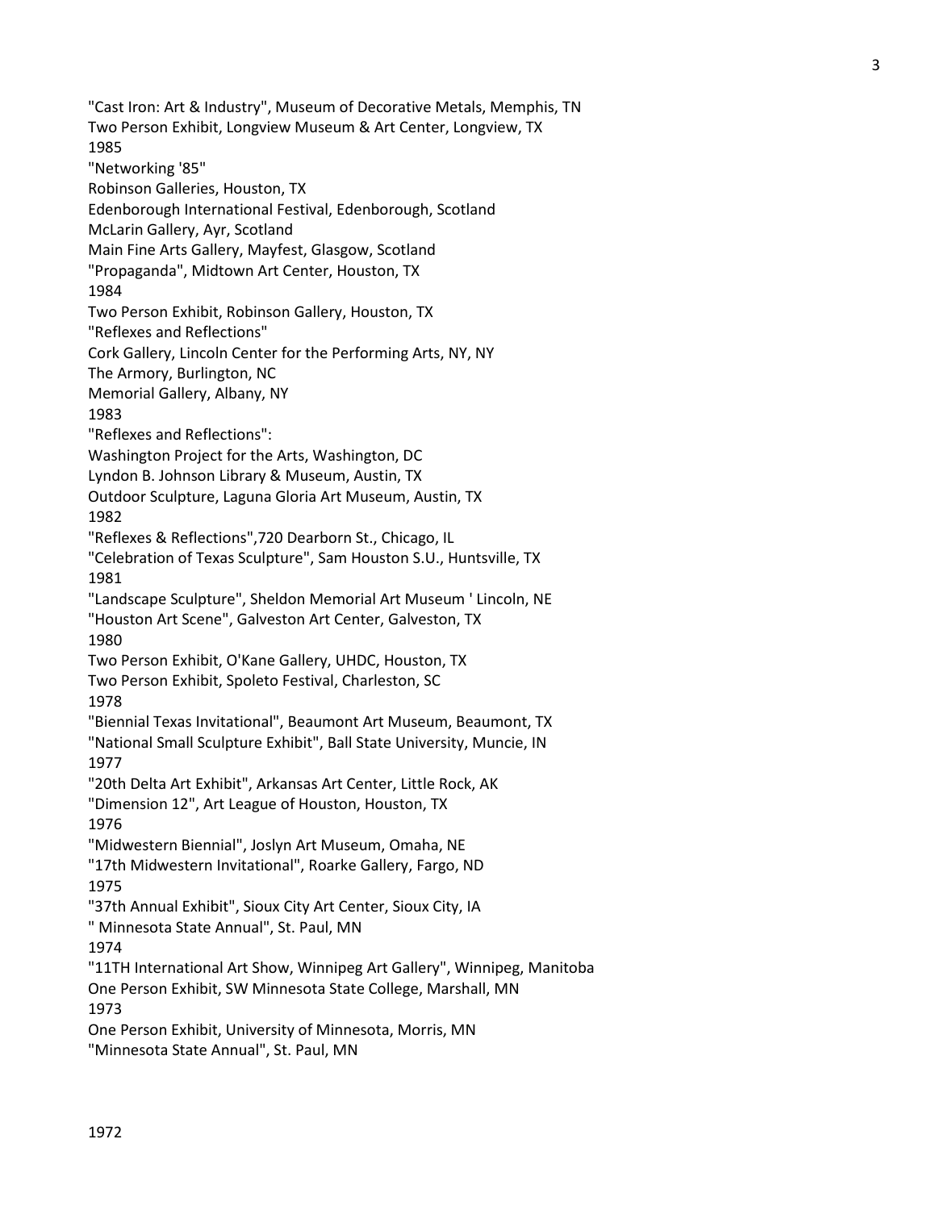"Cast Iron: Art & Industry", Museum of Decorative Metals, Memphis, TN
Two Person Exhibit, Longview Museum & Art Center, Longview, TX
1985
"Networking '85"
Robinson Galleries, Houston, TX
Edenborough International Festival, Edenborough, Scotland
McLarin Gallery, Ayr, Scotland
Main Fine Arts Gallery, Mayfest, Glasgow, Scotland
"Propaganda", Midtown Art Center, Houston, TX
1984
Two Person Exhibit, Robinson Gallery, Houston, TX
"Reflexes and Reflections"
Cork Gallery, Lincoln Center for the Performing Arts, NY, NY
The Armory, Burlington, NC
Memorial Gallery, Albany, NY
1983
"Reflexes and Reflections":
Washington Project for the Arts, Washington, DC
Lyndon B. Johnson Library & Museum, Austin, TX
Outdoor Sculpture, Laguna Gloria Art Museum, Austin, TX
1982
"Reflexes & Reflections",720 Dearborn St., Chicago, IL
"Celebration of Texas Sculpture", Sam Houston S.U., Huntsville, TX
1981
"Landscape Sculpture", Sheldon Memorial Art Museum ' Lincoln, NE
"Houston Art Scene", Galveston Art Center, Galveston, TX
1980
Two Person Exhibit, O'Kane Gallery, UHDC, Houston, TX
Two Person Exhibit, Spoleto Festival, Charleston, SC
1978
"Biennial Texas Invitational", Beaumont Art Museum, Beaumont, TX
"National Small Sculpture Exhibit", Ball State University, Muncie, IN
1977
"20th Delta Art Exhibit", Arkansas Art Center, Little Rock, AK
"Dimension 12", Art League of Houston, Houston, TX
1976
"Midwestern Biennial", Joslyn Art Museum, Omaha, NE
"17th Midwestern Invitational", Roarke Gallery, Fargo, ND
1975
"37th Annual Exhibit", Sioux City Art Center, Sioux City, IA
" Minnesota State Annual", St. Paul, MN
1974
"11TH International Art Show, Winnipeg Art Gallery", Winnipeg, Manitoba
One Person Exhibit, SW Minnesota State College, Marshall, MN
1973
One Person Exhibit, University of Minnesota, Morris, MN
"Minnesota State Annual", St. Paul, MN

1972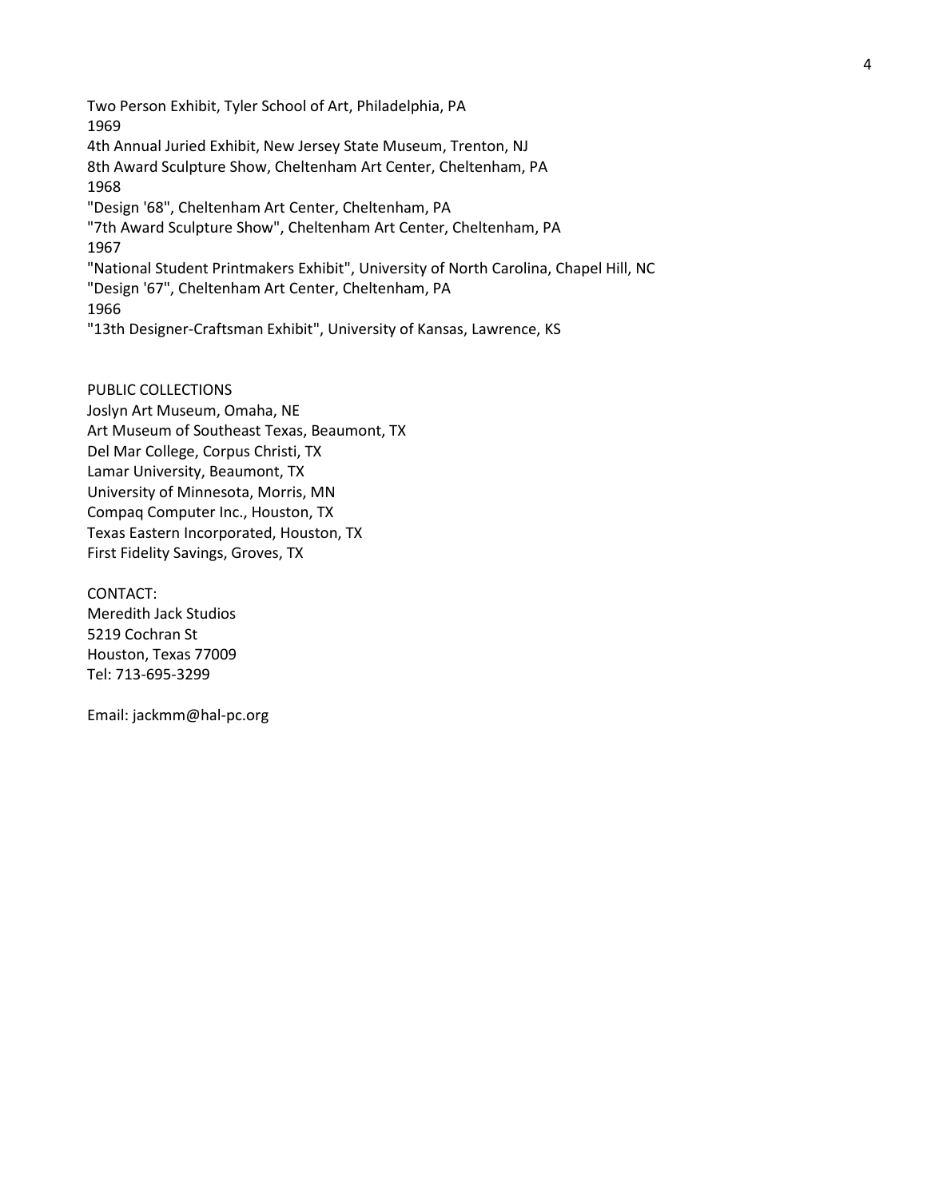Two Person Exhibit, Tyler School of Art, Philadelphia, PA

1969

4th Annual Juried Exhibit, New Jersey State Museum, Trenton, NJ

8th Award Sculpture Show, Cheltenham Art Center, Cheltenham, PA

1968

"Design '68", Cheltenham Art Center, Cheltenham, PA

"7th Award Sculpture Show", Cheltenham Art Center, Cheltenham, PA

1967

"National Student Printmakers Exhibit", University of North Carolina, Chapel Hill, NC

"Design '67", Cheltenham Art Center, Cheltenham, PA

1966

"13th Designer-Craftsman Exhibit", University of Kansas, Lawrence, KS

PUBLIC COLLECTIONS

Joslyn Art Museum, Omaha, NE

Art Museum of Southeast Texas, Beaumont, TX

Del Mar College, Corpus Christi, TX

Lamar University, Beaumont, TX

University of Minnesota, Morris, MN

Compaq Computer Inc., Houston, TX

Texas Eastern Incorporated, Houston, TX

First Fidelity Savings, Groves, TX

CONTACT:

Meredith Jack Studios

5219 Cochran St

Houston, Texas 77009

Tel: 713-695-3299

Email: jackmm@hal-pc.org